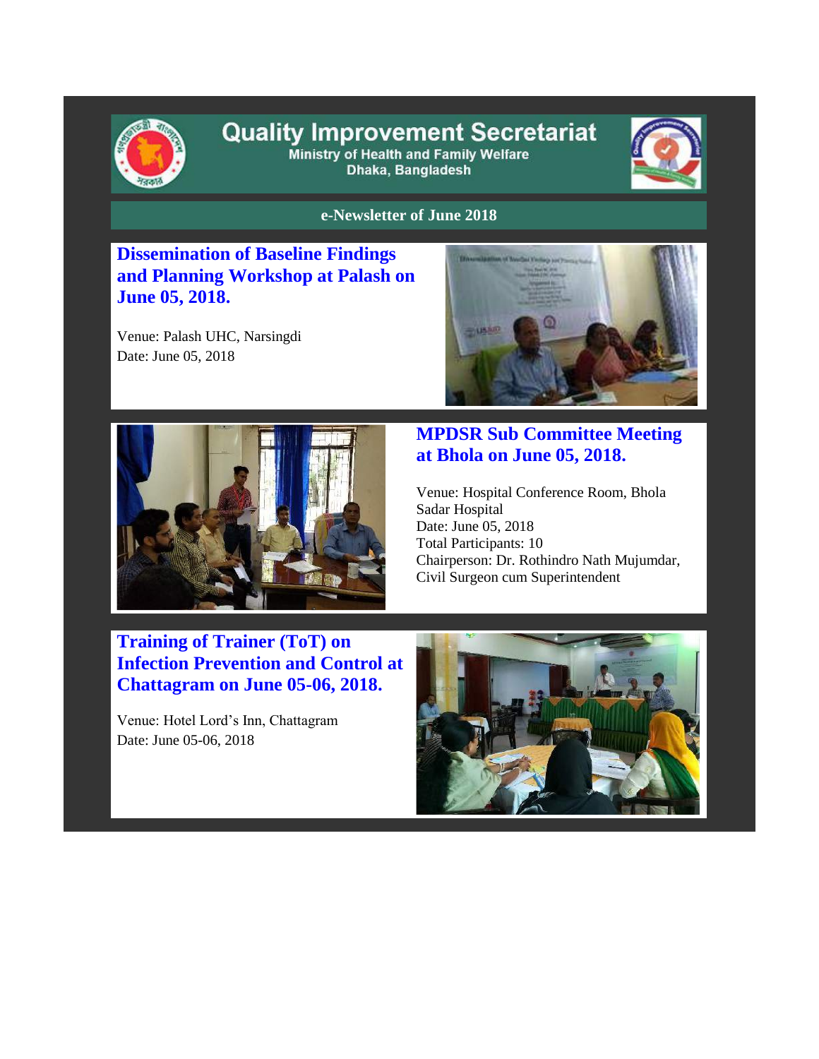# Quality Improvement Secretariat

Ministry of Health and Family Welfare
Dhaka, Bangladesh

**e-Newsletter of June 2018**

## Dissemination of Baseline Findings and Planning Workshop at Palash on June 05, 2018.

Venue: Palash UHC, Narsingdi
Date: June 05, 2018

## MPDSR Sub Committee Meeting at Bhola on June 05, 2018.

Venue: Hospital Conference Room, Bhola Sadar Hospital
Date: June 05, 2018
Total Participants: 10
Chairperson: Dr. Rothindro Nath Mujumdar, Civil Surgeon cum Superintendent

## Training of Trainer (ToT) on Infection Prevention and Control at Chattagram on June 05-06, 2018.

Venue: Hotel Lord's Inn, Chattagram
Date: June 05-06, 2018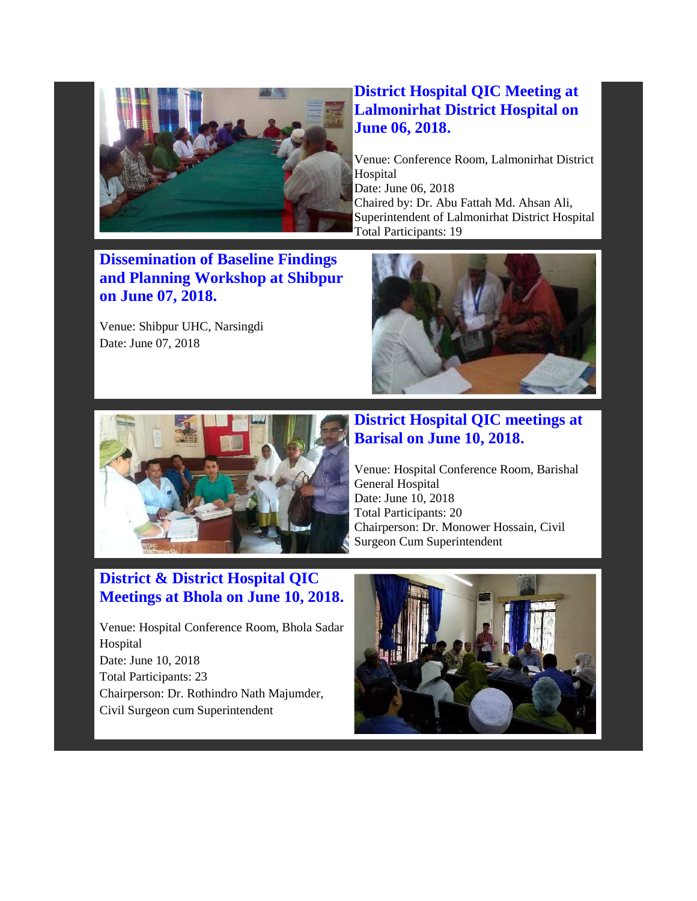## District Hospital QIC Meeting at Lalmonirhat District Hospital on June 06, 2018.

Venue: Conference Room, Lalmonirhat District Hospital
Date: June 06, 2018
Chaired by: Dr. Abu Fattah Md. Ahsan Ali, Superintendent of Lalmonirhat District Hospital
Total Participants: 19

## Dissemination of Baseline Findings and Planning Workshop at Shibpur on June 07, 2018.

Venue: Shibpur UHC, Narsingdi
Date: June 07, 2018

## District Hospital QIC meetings at Barisal on June 10, 2018.

Venue: Hospital Conference Room, Barishal General Hospital
Date: June 10, 2018
Total Participants: 20
Chairperson: Dr. Monower Hossain, Civil Surgeon Cum Superintendent

## District & District Hospital QIC Meetings at Bhola on June 10, 2018.

Venue: Hospital Conference Room, Bhola Sadar Hospital
Date: June 10, 2018
Total Participants: 23
Chairperson: Dr. Rothindro Nath Majumder, Civil Surgeon cum Superintendent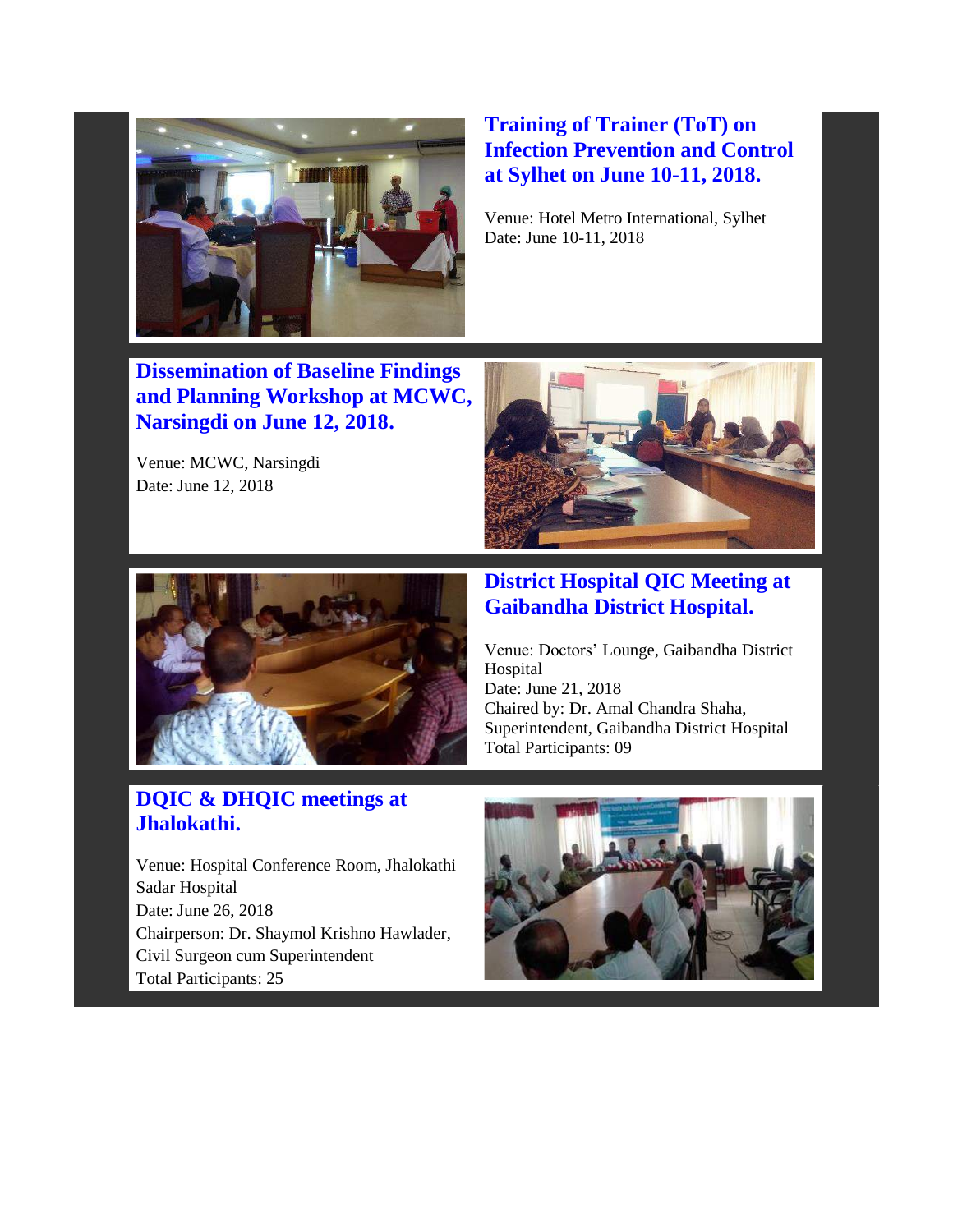## Training of Trainer (ToT) on Infection Prevention and Control at Sylhet on June 10-11, 2018.

Venue: Hotel Metro International, Sylhet
Date: June 10-11, 2018

## Dissemination of Baseline Findings and Planning Workshop at MCWC, Narsingdi on June 12, 2018.

Venue: MCWC, Narsingdi
Date: June 12, 2018

## District Hospital QIC Meeting at Gaibandha District Hospital.

Venue: Doctors' Lounge, Gaibandha District Hospital
Date: June 21, 2018
Chaired by: Dr. Amal Chandra Shaha, Superintendent, Gaibandha District Hospital
Total Participants: 09

## DQIC & DHQIC meetings at Jhalokathi.

Venue: Hospital Conference Room, Jhalokathi Sadar Hospital
Date: June 26, 2018
Chairperson: Dr. Shaymol Krishno Hawlader, Civil Surgeon cum Superintendent
Total Participants: 25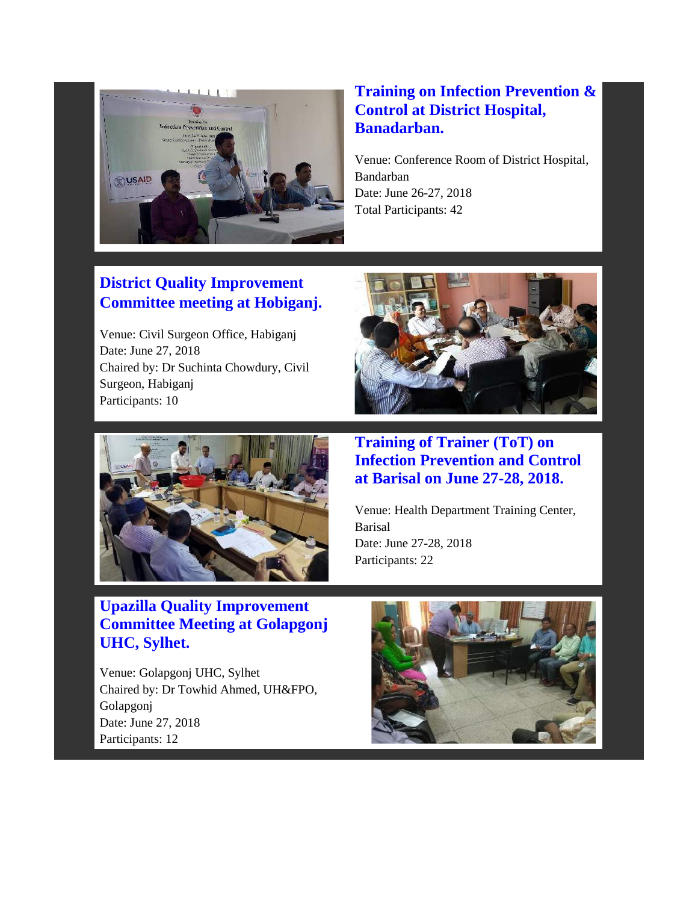## Training on Infection Prevention & Control at District Hospital, Banadarban.

Venue: Conference Room of District Hospital, Bandarban
Date: June 26-27, 2018
Total Participants: 42

## District Quality Improvement Committee meeting at Hobiganj.

Venue: Civil Surgeon Office, Habiganj
Date: June 27, 2018
Chaired by: Dr Suchinta Chowdury, Civil Surgeon, Habiganj
Participants: 10

## Training of Trainer (ToT) on Infection Prevention and Control at Barisal on June 27-28, 2018.

Venue: Health Department Training Center, Barisal
Date: June 27-28, 2018
Participants: 22

## Upazilla Quality Improvement Committee Meeting at Golapgonj UHC, Sylhet.

Venue: Golapgonj UHC, Sylhet
Chaired by: Dr Towhid Ahmed, UH&FPO, Golapgonj
Date: June 27, 2018
Participants: 12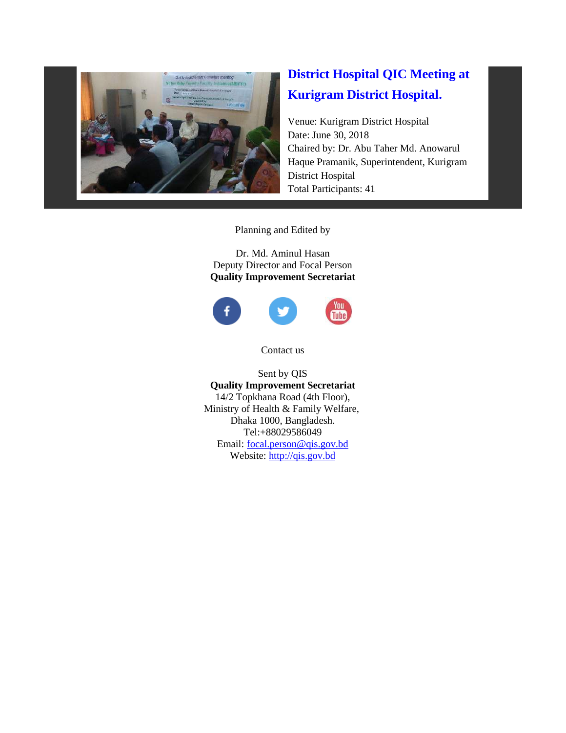## District Hospital QIC Meeting at Kurigram District Hospital.

Venue: Kurigram District Hospital
Date: June 30, 2018
Chaired by: Dr. Abu Taher Md. Anowarul Haque Pramanik, Superintendent, Kurigram District Hospital
Total Participants: 41

Planning and Edited by

Dr. Md. Aminul Hasan
Deputy Director and Focal Person
**Quality Improvement Secretariat**

Contact us

Sent by QIS
**Quality Improvement Secretariat**
14/2 Topkhana Road (4th Floor),
Ministry of Health & Family Welfare,
Dhaka 1000, Bangladesh.
Tel:+88029586049
Email: focal.person@qis.gov.bd
Website: http://qis.gov.bd